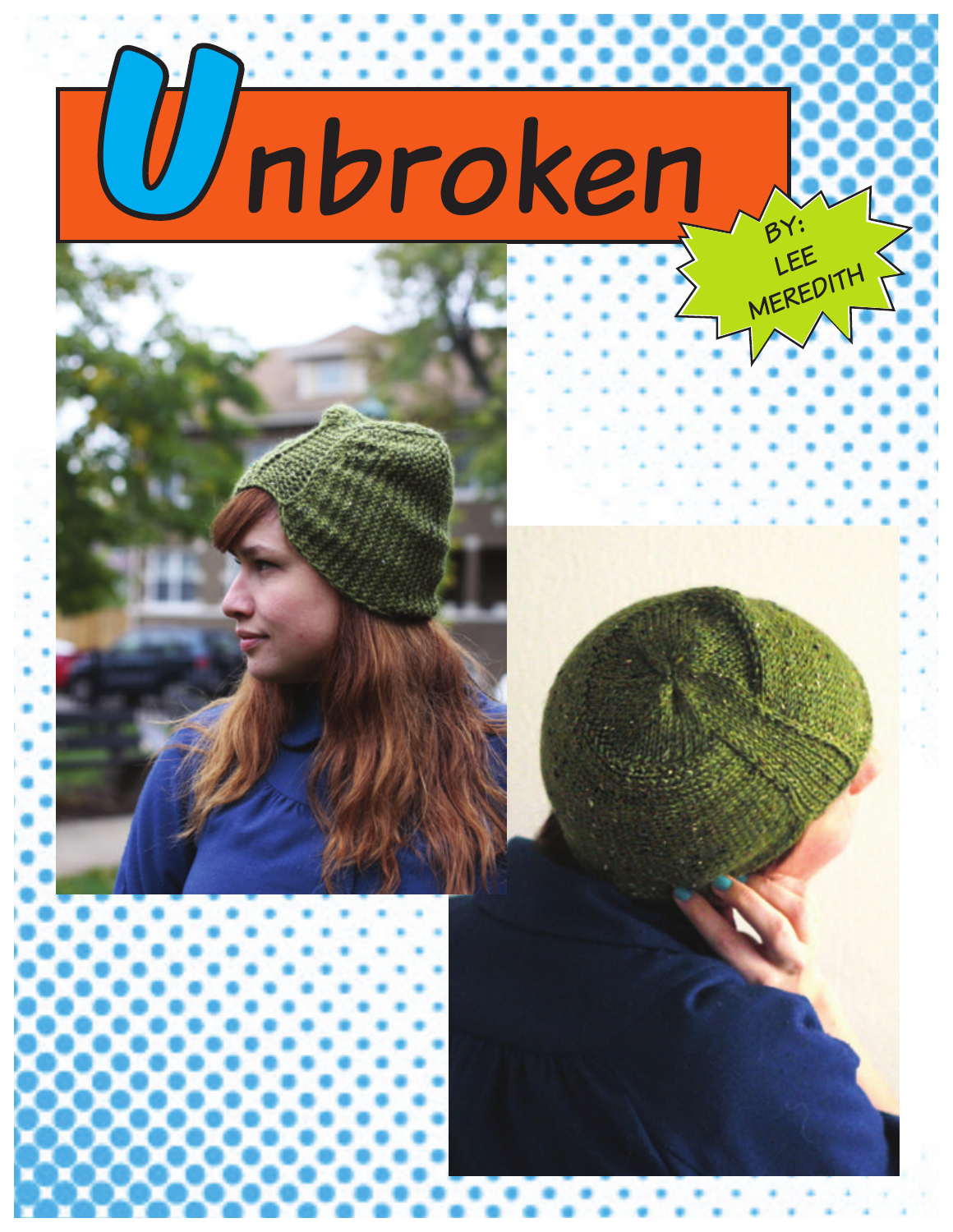# Unbroken

BY: LEE MEREDITH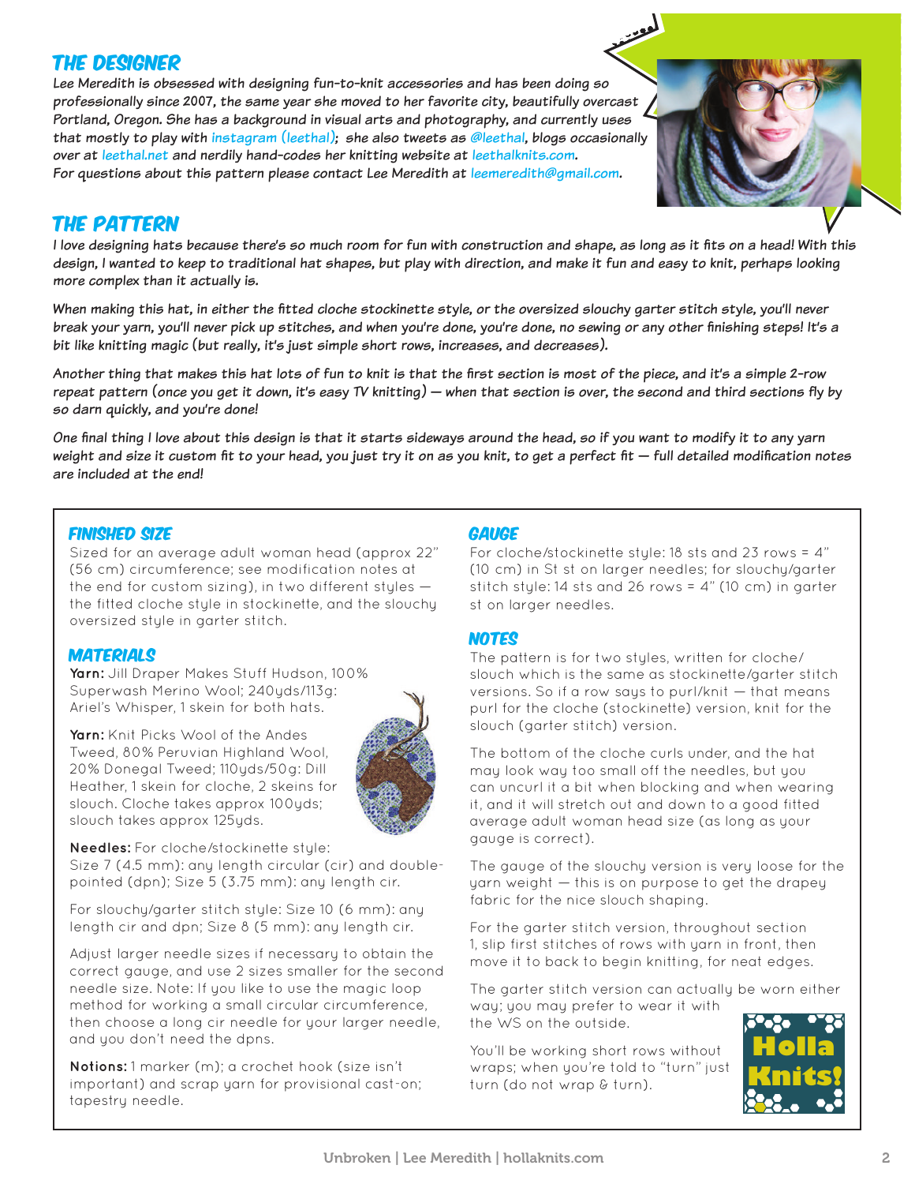## THE DESIGNER

*Lee Meredith is obsessed with designing fun-to-knit accessories and has been doing so professionally since 2007, the same year she moved to her favorite city, beautifully overcast Portland, Oregon. She has a background in visual arts and photography, and currently uses that mostly to play with instagram (leethal); she also tweets as @leethal, blogs occasionally over at leethal.net and nerdily hand-codes her knitting website at leethalknits.com.*
*For questions about this pattern please contact Lee Meredith at leemeredith@gmail.com.*

## THE PATTERN

*I love designing hats because there's so much room for fun with construction and shape, as long as it fits on a head! With this design, I wanted to keep to traditional hat shapes, but play with direction, and make it fun and easy to knit, perhaps looking more complex than it actually is.*

*When making this hat, in either the fitted cloche stockinette style, or the oversized slouchy garter stitch style, you'll never break your yarn, you'll never pick up stitches, and when you're done, you're done, no sewing or any other finishing steps! It's a bit like knitting magic (but really, it's just simple short rows, increases, and decreases).*

*Another thing that makes this hat lots of fun to knit is that the first section is most of the piece, and it's a simple 2-row repeat pattern (once you get it down, it's easy TV knitting) — when that section is over, the second and third sections fly by so darn quickly, and you're done!*

*One final thing I love about this design is that it starts sideways around the head, so if you want to modify it to any yarn weight and size it custom fit to your head, you just try it on as you knit, to get a perfect fit — full detailed modification notes are included at the end!*

### FINISHED SIZE

Sized for an average adult woman head (approx 22" (56 cm) circumference; see modification notes at the end for custom sizing), in two different styles — the fitted cloche style in stockinette, and the slouchy oversized style in garter stitch.

### MATERIALS

**Yarn:** Jill Draper Makes Stuff Hudson, 100% Superwash Merino Wool; 240yds/113g: Ariel's Whisper, 1 skein for both hats.

**Yarn:** Knit Picks Wool of the Andes Tweed, 80% Peruvian Highland Wool, 20% Donegal Tweed; 110yds/50g: Dill Heather, 1 skein for cloche, 2 skeins for slouch. Cloche takes approx 100yds; slouch takes approx 125yds.

**Needles:** For cloche/stockinette style: Size 7 (4.5 mm): any length circular (cir) and double-pointed (dpn); Size 5 (3.75 mm): any length cir.

For slouchy/garter stitch style: Size 10 (6 mm): any length cir and dpn; Size 8 (5 mm): any length cir.

Adjust larger needle sizes if necessary to obtain the correct gauge, and use 2 sizes smaller for the second needle size. Note: If you like to use the magic loop method for working a small circular circumference, then choose a long cir needle for your larger needle, and you don't need the dpns.

**Notions:** 1 marker (m); a crochet hook (size isn't important) and scrap yarn for provisional cast-on; tapestry needle.

### GAUGE

For cloche/stockinette style: 18 sts and 23 rows = 4" (10 cm) in St st on larger needles; for slouchy/garter stitch style: 14 sts and 26 rows = 4" (10 cm) in garter st on larger needles.

### NOTES

The pattern is for two styles, written for cloche/slouch which is the same as stockinette/garter stitch versions. So if a row says to purl/knit — that means purl for the cloche (stockinette) version, knit for the slouch (garter stitch) version.

The bottom of the cloche curls under, and the hat may look way too small off the needles, but you can uncurl it a bit when blocking and when wearing it, and it will stretch out and down to a good fitted average adult woman head size (as long as your gauge is correct).

The gauge of the slouchy version is very loose for the yarn weight — this is on purpose to get the drapey fabric for the nice slouch shaping.

For the garter stitch version, throughout section 1, slip first stitches of rows with yarn in front, then move it to back to begin knitting, for neat edges.

The garter stitch version can actually be worn either way; you may prefer to wear it with the WS on the outside.

You'll be working short rows without wraps; when you're told to "turn" just turn (do not wrap & turn).